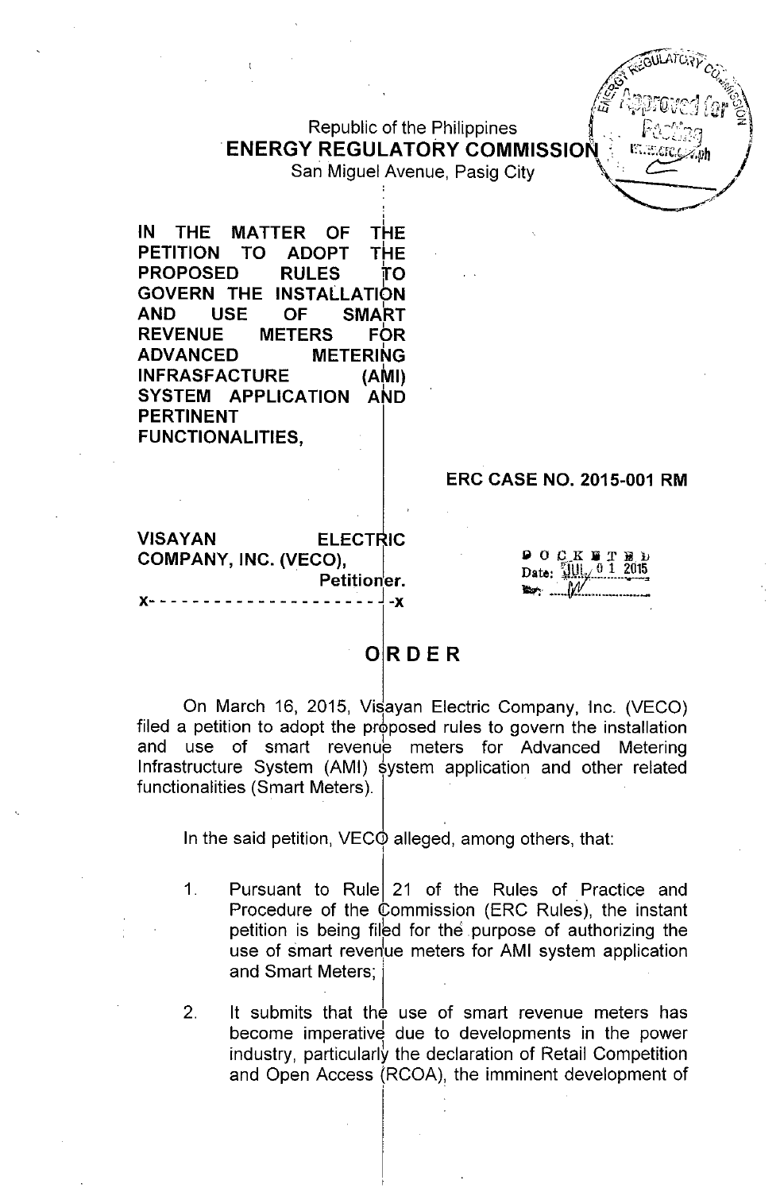Republic of the Philippines
**ENERGY REGULATORY COMMISSION**
San Miguel Avenue, Pasig City

IN THE MATTER OF THE PETITION TO ADOPT THE PROPOSED RULES TO GOVERN THE INSTALLATION AND USE OF SMART REVENUE METERS FOR ADVANCED METERING INFRASFACTURE (AMI) SYSTEM APPLICATION AND PERTINENT FUNCTIONALITIES,

**ERC CASE NO. 2015-001 RM**

VISAYAN ELECTRIC COMPANY, INC. (VECO),
Petitioner.
x- - - - - - - - - - - - - - - - - - - - - -x

DOCKETED
Date: JUL 01 2015
By: ___

# ORDER

On March 16, 2015, Visayan Electric Company, Inc. (VECO) filed a petition to adopt the proposed rules to govern the installation and use of smart revenue meters for Advanced Metering Infrastructure System (AMI) system application and other related functionalities (Smart Meters).

In the said petition, VECO alleged, among others, that:

1. Pursuant to Rule 21 of the Rules of Practice and Procedure of the Commission (ERC Rules), the instant petition is being filed for the purpose of authorizing the use of smart revenue meters for AMI system application and Smart Meters;

2. It submits that the use of smart revenue meters has become imperative due to developments in the power industry, particularly the declaration of Retail Competition and Open Access (RCOA), the imminent development of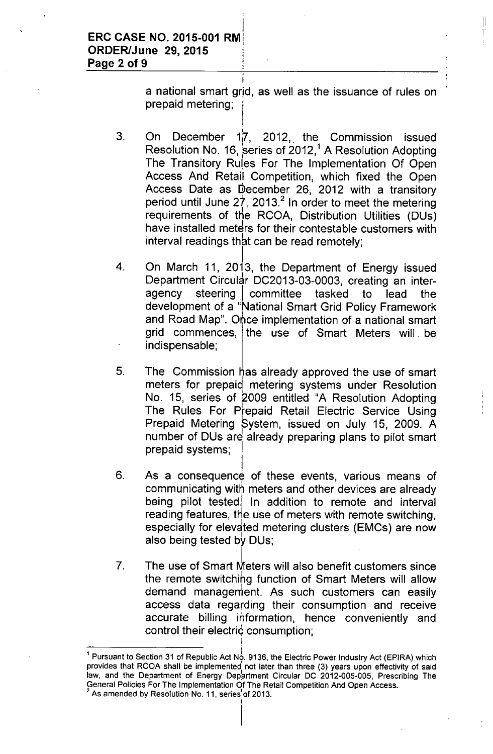a national smart grid, as well as the issuance of rules on prepaid metering;

3. On December 17, 2012, the Commission issued Resolution No. 16, series of 2012,[1] A Resolution Adopting The Transitory Rules For The Implementation Of Open Access And Retail Competition, which fixed the Open Access Date as December 26, 2012 with a transitory period until June 27, 2013.[2] In order to meet the metering requirements of the RCOA, Distribution Utilities (DUs) have installed meters for their contestable customers with interval readings that can be read remotely;

4. On March 11, 2013, the Department of Energy issued Department Circular DC2013-03-0003, creating an inter-agency steering committee tasked to lead the development of a "National Smart Grid Policy Framework and Road Map". Once implementation of a national smart grid commences, the use of Smart Meters will be indispensable;

5. The Commission has already approved the use of smart meters for prepaid metering systems under Resolution No. 15, series of 2009 entitled "A Resolution Adopting The Rules For Prepaid Retail Electric Service Using Prepaid Metering System, issued on July 15, 2009. A number of DUs are already preparing plans to pilot smart prepaid systems;

6. As a consequence of these events, various means of communicating with meters and other devices are already being pilot tested. In addition to remote and interval reading features, the use of meters with remote switching, especially for elevated metering clusters (EMCs) are now also being tested by DUs;

7. The use of Smart Meters will also benefit customers since the remote switching function of Smart Meters will allow demand management. As such customers can easily access data regarding their consumption and receive accurate billing information, hence conveniently and control their electric consumption;

---

[1] Pursuant to Section 31 of Republic Act No. 9136, the Electric Power Industry Act (EPIRA) which provides that RCOA shall be implemented not later than three (3) years upon effectivity of said law, and the Department of Energy Department Circular DC 2012-005-005, Prescribing The General Policies For The Implementation Of The Retail Competition And Open Access.

[2] As amended by Resolution No. 11, series of 2013.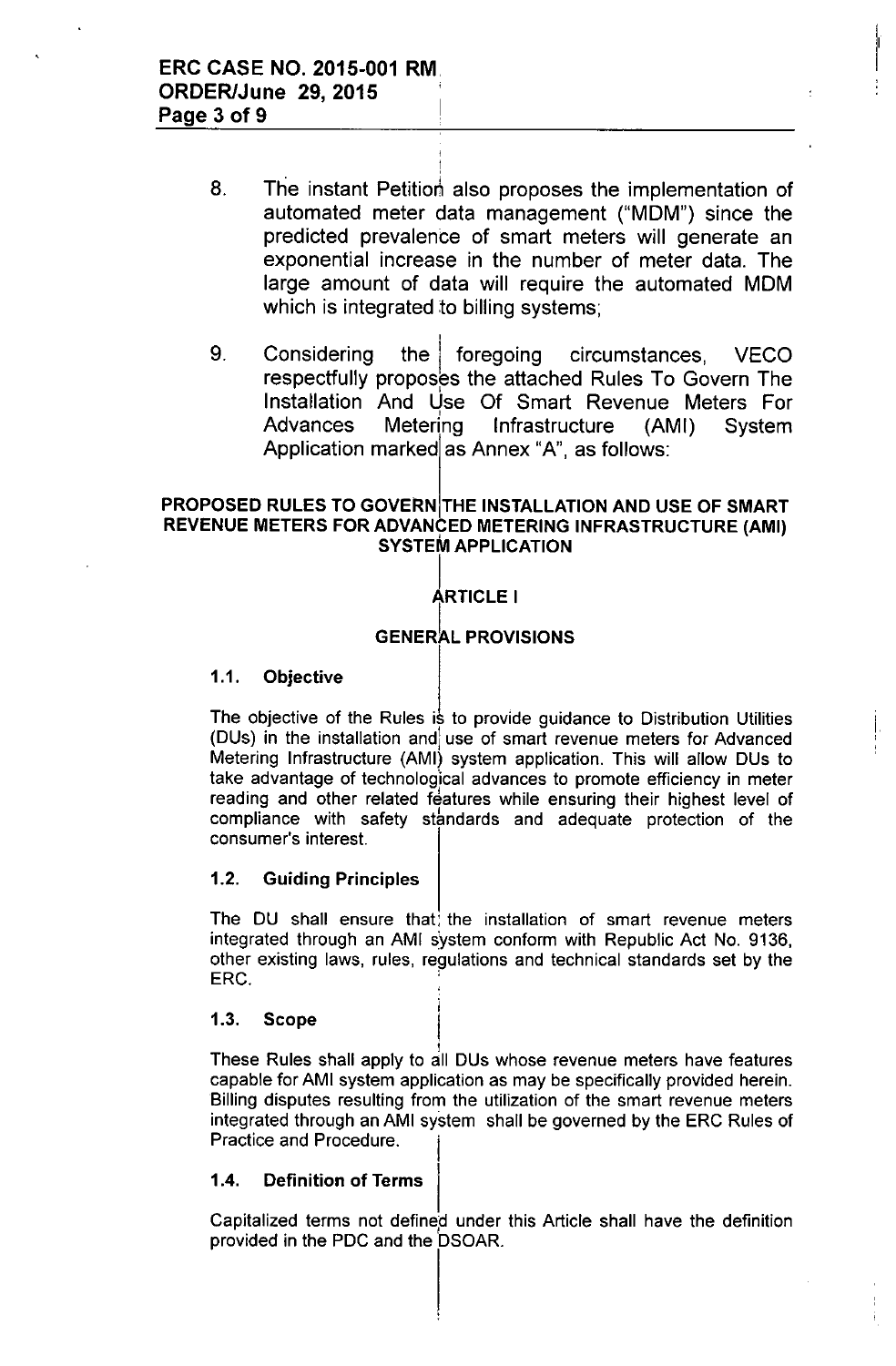8. The instant Petition also proposes the implementation of automated meter data management ("MDM") since the predicted prevalence of smart meters will generate an exponential increase in the number of meter data. The large amount of data will require the automated MDM which is integrated to billing systems;

9. Considering the foregoing circumstances, VECO respectfully proposes the attached Rules To Govern The Installation And Use Of Smart Revenue Meters For Advances Metering Infrastructure (AMI) System Application marked as Annex "A", as follows:

## PROPOSED RULES TO GOVERN THE INSTALLATION AND USE OF SMART REVENUE METERS FOR ADVANCED METERING INFRASTRUCTURE (AMI) SYSTEM APPLICATION

## ARTICLE I

## GENERAL PROVISIONS

### 1.1. Objective

The objective of the Rules is to provide guidance to Distribution Utilities (DUs) in the installation and use of smart revenue meters for Advanced Metering Infrastructure (AMI) system application. This will allow DUs to take advantage of technological advances to promote efficiency in meter reading and other related features while ensuring their highest level of compliance with safety standards and adequate protection of the consumer's interest.

### 1.2. Guiding Principles

The DU shall ensure that the installation of smart revenue meters integrated through an AMI system conform with Republic Act No. 9136, other existing laws, rules, regulations and technical standards set by the ERC.

### 1.3. Scope

These Rules shall apply to all DUs whose revenue meters have features capable for AMI system application as may be specifically provided herein. Billing disputes resulting from the utilization of the smart revenue meters integrated through an AMI system shall be governed by the ERC Rules of Practice and Procedure.

### 1.4. Definition of Terms

Capitalized terms not defined under this Article shall have the definition provided in the PDC and the DSOAR.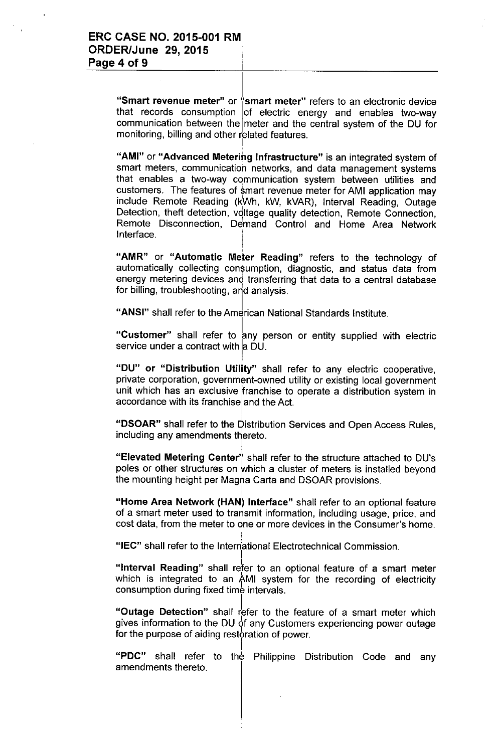**"Smart revenue meter"** or **"smart meter"** refers to an electronic device that records consumption of electric energy and enables two-way communication between the meter and the central system of the DU for monitoring, billing and other related features.

**"AMI"** or **"Advanced Metering Infrastructure"** is an integrated system of smart meters, communication networks, and data management systems that enables a two-way communication system between utilities and customers. The features of smart revenue meter for AMI application may include Remote Reading (kWh, kW, kVAR), Interval Reading, Outage Detection, theft detection, voltage quality detection, Remote Connection, Remote Disconnection, Demand Control and Home Area Network Interface.

**"AMR"** or **"Automatic Meter Reading"** refers to the technology of automatically collecting consumption, diagnostic, and status data from energy metering devices and transferring that data to a central database for billing, troubleshooting, and analysis.

**"ANSI"** shall refer to the American National Standards Institute.

**"Customer"** shall refer to any person or entity supplied with electric service under a contract with a DU.

**"DU" or "Distribution Utility"** shall refer to any electric cooperative, private corporation, government-owned utility or existing local government unit which has an exclusive franchise to operate a distribution system in accordance with its franchise and the Act.

**"DSOAR"** shall refer to the Distribution Services and Open Access Rules, including any amendments thereto.

**"Elevated Metering Center"** shall refer to the structure attached to DU's poles or other structures on which a cluster of meters is installed beyond the mounting height per Magna Carta and DSOAR provisions.

**"Home Area Network (HAN) Interface"** shall refer to an optional feature of a smart meter used to transmit information, including usage, price, and cost data, from the meter to one or more devices in the Consumer's home.

**"IEC"** shall refer to the International Electrotechnical Commission.

**"Interval Reading"** shall refer to an optional feature of a smart meter which is integrated to an AMI system for the recording of electricity consumption during fixed time intervals.

**"Outage Detection"** shall refer to the feature of a smart meter which gives information to the DU of any Customers experiencing power outage for the purpose of aiding restoration of power.

**"PDC"** shall refer to the Philippine Distribution Code and any amendments thereto.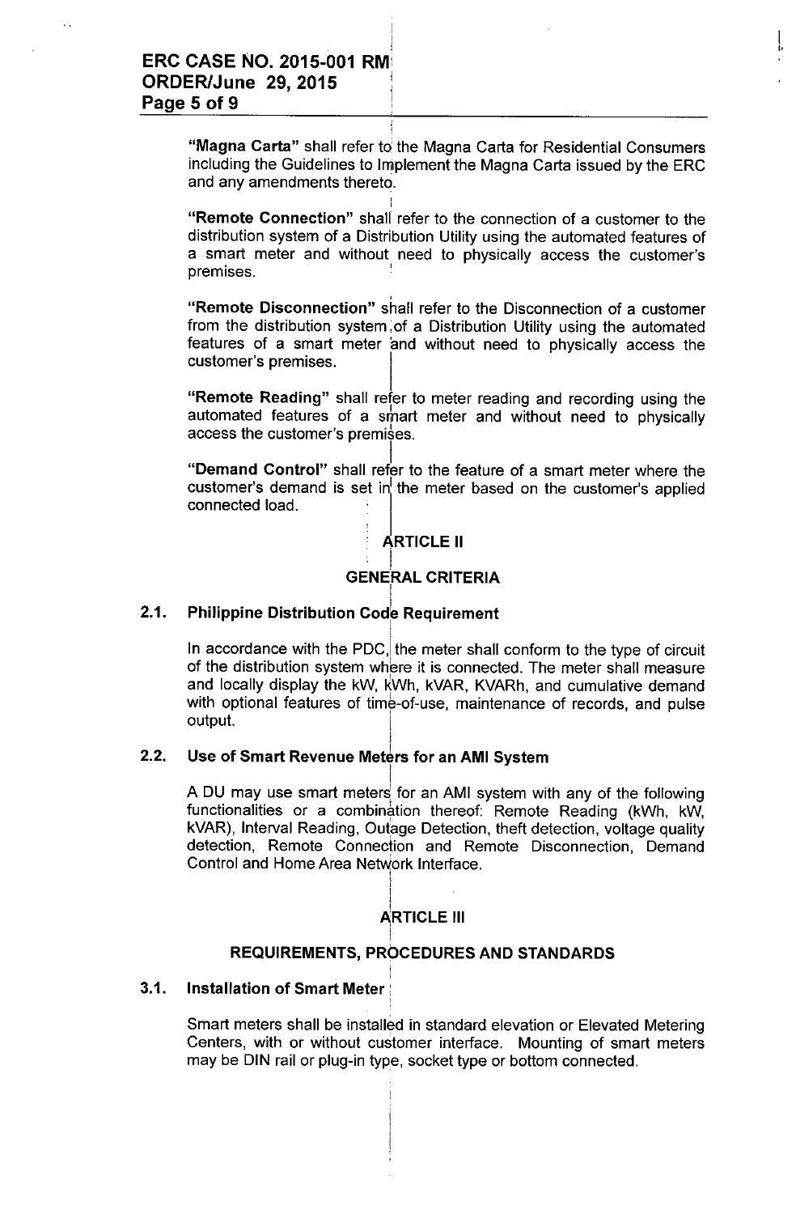"**Magna Carta**" shall refer to the Magna Carta for Residential Consumers including the Guidelines to Implement the Magna Carta issued by the ERC and any amendments thereto.

"**Remote Connection**" shall refer to the connection of a customer to the distribution system of a Distribution Utility using the automated features of a smart meter and without need to physically access the customer's premises.

"**Remote Disconnection**" shall refer to the Disconnection of a customer from the distribution system of a Distribution Utility using the automated features of a smart meter and without need to physically access the customer's premises.

"**Remote Reading**" shall refer to meter reading and recording using the automated features of a smart meter and without need to physically access the customer's premises.

"**Demand Control**" shall refer to the feature of a smart meter where the customer's demand is set in the meter based on the customer's applied connected load.

## ARTICLE II

## GENERAL CRITERIA

### 2.1. Philippine Distribution Code Requirement

In accordance with the PDC, the meter shall conform to the type of circuit of the distribution system where it is connected. The meter shall measure and locally display the kW, kWh, kVAR, KVARh, and cumulative demand with optional features of time-of-use, maintenance of records, and pulse output.

### 2.2. Use of Smart Revenue Meters for an AMI System

A DU may use smart meters for an AMI system with any of the following functionalities or a combination thereof: Remote Reading (kWh, kW, kVAR), Interval Reading, Outage Detection, theft detection, voltage quality detection, Remote Connection and Remote Disconnection, Demand Control and Home Area Network Interface.

## ARTICLE III

## REQUIREMENTS, PROCEDURES AND STANDARDS

### 3.1. Installation of Smart Meter

Smart meters shall be installed in standard elevation or Elevated Metering Centers, with or without customer interface. Mounting of smart meters may be DIN rail or plug-in type, socket type or bottom connected.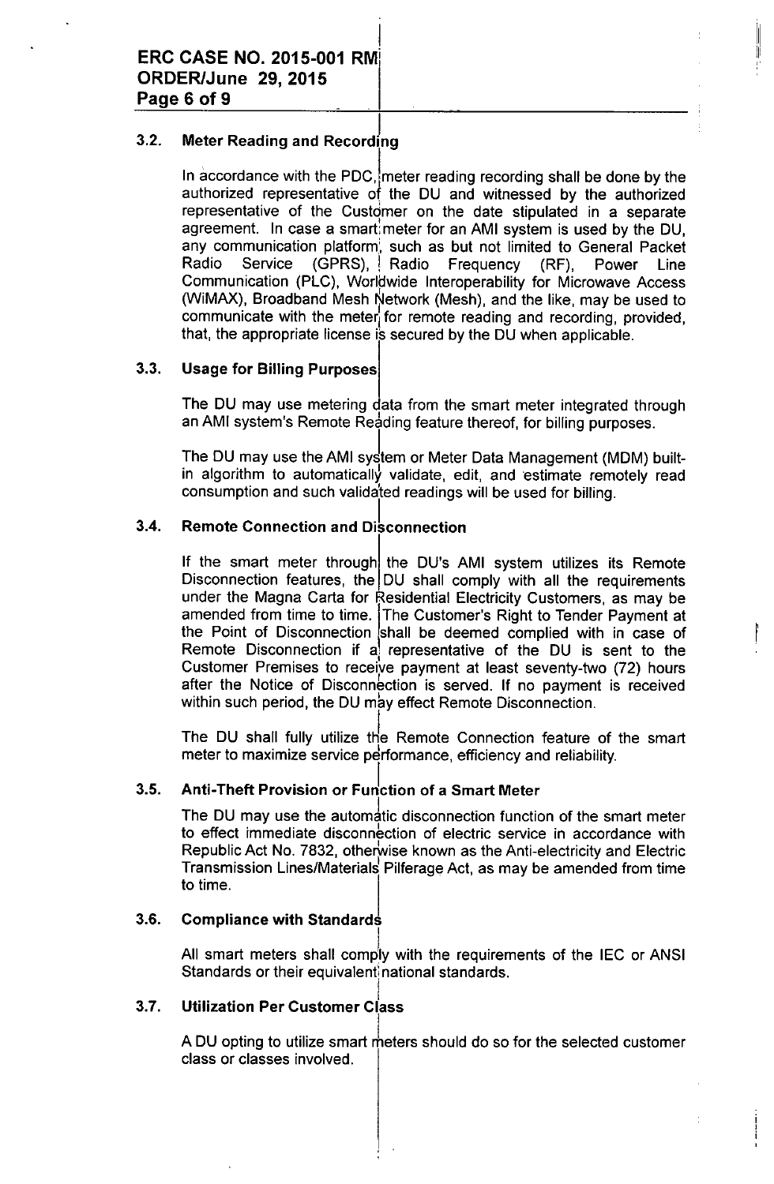### 3.2. Meter Reading and Recording

In accordance with the PDC, meter reading recording shall be done by the authorized representative of the DU and witnessed by the authorized representative of the Customer on the date stipulated in a separate agreement. In case a smart meter for an AMI system is used by the DU, any communication platform, such as but not limited to General Packet Radio Service (GPRS), Radio Frequency (RF), Power Line Communication (PLC), Worldwide Interoperability for Microwave Access (WiMAX), Broadband Mesh Network (Mesh), and the like, may be used to communicate with the meter for remote reading and recording, provided, that, the appropriate license is secured by the DU when applicable.

### 3.3. Usage for Billing Purposes

The DU may use metering data from the smart meter integrated through an AMI system's Remote Reading feature thereof, for billing purposes.

The DU may use the AMI system or Meter Data Management (MDM) built-in algorithm to automatically validate, edit, and estimate remotely read consumption and such validated readings will be used for billing.

### 3.4. Remote Connection and Disconnection

If the smart meter through the DU's AMI system utilizes its Remote Disconnection features, the DU shall comply with all the requirements under the Magna Carta for Residential Electricity Customers, as may be amended from time to time. The Customer's Right to Tender Payment at the Point of Disconnection shall be deemed complied with in case of Remote Disconnection if a representative of the DU is sent to the Customer Premises to receive payment at least seventy-two (72) hours after the Notice of Disconnection is served. If no payment is received within such period, the DU may effect Remote Disconnection.

The DU shall fully utilize the Remote Connection feature of the smart meter to maximize service performance, efficiency and reliability.

### 3.5. Anti-Theft Provision or Function of a Smart Meter

The DU may use the automatic disconnection function of the smart meter to effect immediate disconnection of electric service in accordance with Republic Act No. 7832, otherwise known as the Anti-electricity and Electric Transmission Lines/Materials Pilferage Act, as may be amended from time to time.

### 3.6. Compliance with Standards

All smart meters shall comply with the requirements of the IEC or ANSI Standards or their equivalent national standards.

### 3.7. Utilization Per Customer Class

A DU opting to utilize smart meters should do so for the selected customer class or classes involved.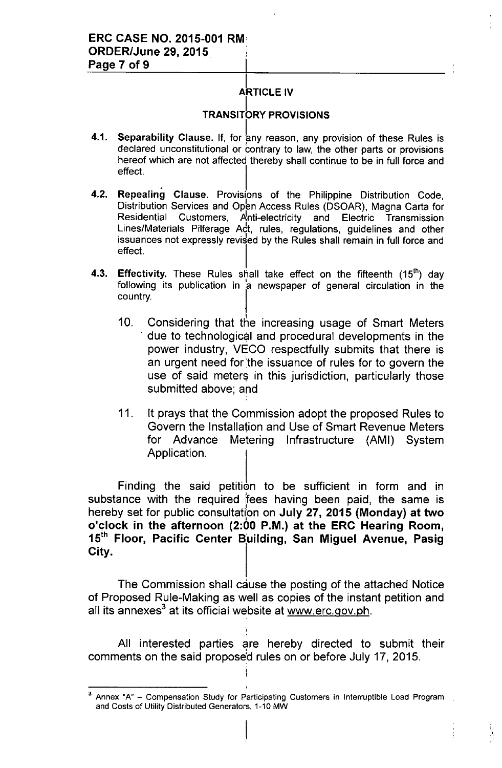## ARTICLE IV

## TRANSITORY PROVISIONS

**4.1. Separability Clause.** If, for any reason, any provision of these Rules is declared unconstitutional or contrary to law, the other parts or provisions hereof which are not affected thereby shall continue to be in full force and effect.

**4.2. Repealing Clause.** Provisions of the Philippine Distribution Code, Distribution Services and Open Access Rules (DSOAR), Magna Carta for Residential Customers, Anti-electricity and Electric Transmission Lines/Materials Pilferage Act, rules, regulations, guidelines and other issuances not expressly revised by the Rules shall remain in full force and effect.

**4.3. Effectivity.** These Rules shall take effect on the fifteenth (15th) day following its publication in a newspaper of general circulation in the country.

10. Considering that the increasing usage of Smart Meters due to technological and procedural developments in the power industry, VECO respectfully submits that there is an urgent need for the issuance of rules for to govern the use of said meters in this jurisdiction, particularly those submitted above; and

11. It prays that the Commission adopt the proposed Rules to Govern the Installation and Use of Smart Revenue Meters for Advance Metering Infrastructure (AMI) System Application.

Finding the said petition to be sufficient in form and in substance with the required fees having been paid, the same is hereby set for public consultation on **July 27, 2015 (Monday) at two o'clock in the afternoon (2:00 P.M.) at the ERC Hearing Room, 15th Floor, Pacific Center Building, San Miguel Avenue, Pasig City.**

The Commission shall cause the posting of the attached Notice of Proposed Rule-Making as well as copies of the instant petition and all its annexes[3] at its official website at www.erc.gov.ph.

All interested parties are hereby directed to submit their comments on the said proposed rules on or before July 17, 2015.

---

[3] Annex "A" – Compensation Study for Participating Customers in Interruptible Load Program and Costs of Utility Distributed Generators, 1-10 MW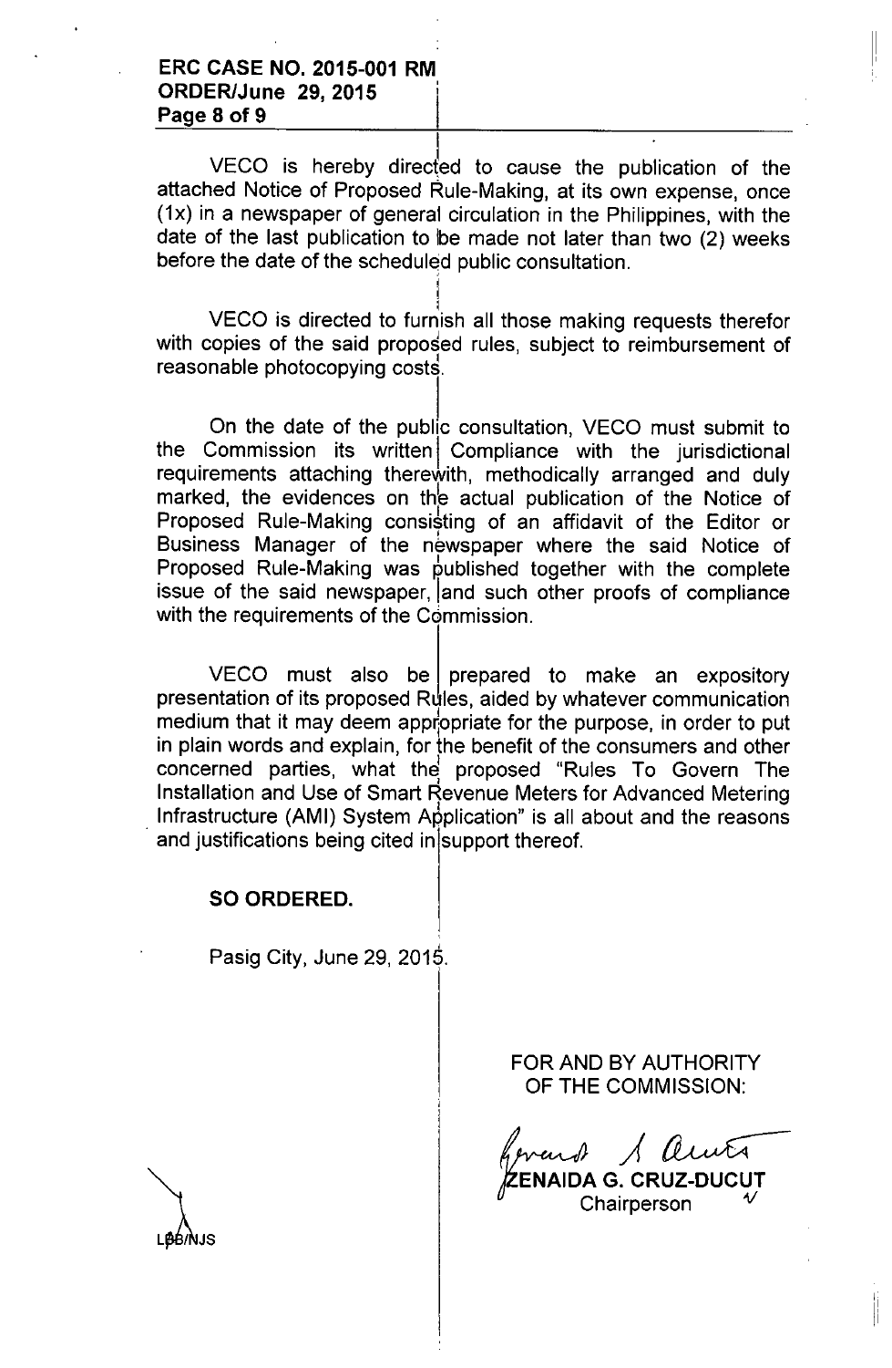VECO is hereby directed to cause the publication of the attached Notice of Proposed Rule-Making, at its own expense, once (1x) in a newspaper of general circulation in the Philippines, with the date of the last publication to be made not later than two (2) weeks before the date of the scheduled public consultation.

VECO is directed to furnish all those making requests therefor with copies of the said proposed rules, subject to reimbursement of reasonable photocopying costs.

On the date of the public consultation, VECO must submit to the Commission its written Compliance with the jurisdictional requirements attaching therewith, methodically arranged and duly marked, the evidences on the actual publication of the Notice of Proposed Rule-Making consisting of an affidavit of the Editor or Business Manager of the newspaper where the said Notice of Proposed Rule-Making was published together with the complete issue of the said newspaper, and such other proofs of compliance with the requirements of the Commission.

VECO must also be prepared to make an expository presentation of its proposed Rules, aided by whatever communication medium that it may deem appropriate for the purpose, in order to put in plain words and explain, for the benefit of the consumers and other concerned parties, what the proposed "Rules To Govern The Installation and Use of Smart Revenue Meters for Advanced Metering Infrastructure (AMI) System Application" is all about and the reasons and justifications being cited in support thereof.

**SO ORDERED.**

Pasig City, June 29, 2015.

FOR AND BY AUTHORITY
OF THE COMMISSION:

**ZENAIDA G. CRUZ-DUCUT**
Chairperson

LBB/NJS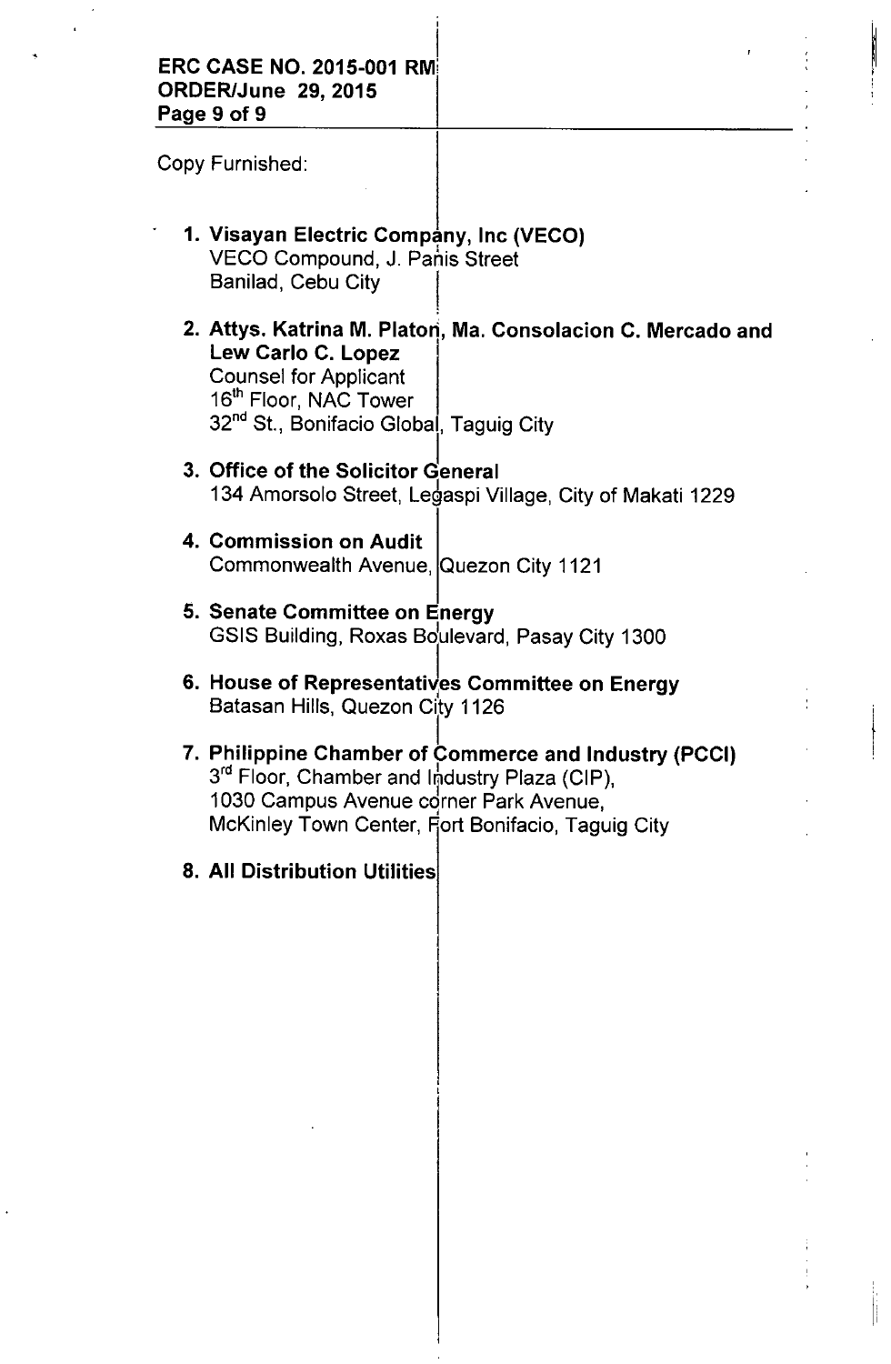Copy Furnished:

1. **Visayan Electric Company, Inc (VECO)**
   VECO Compound, J. Panis Street
   Banilad, Cebu City

2. **Attys. Katrina M. Platon, Ma. Consolacion C. Mercado and Lew Carlo C. Lopez**
   Counsel for Applicant
   16th Floor, NAC Tower
   32nd St., Bonifacio Global, Taguig City

3. **Office of the Solicitor General**
   134 Amorsolo Street, Legaspi Village, City of Makati 1229

4. **Commission on Audit**
   Commonwealth Avenue, Quezon City 1121

5. **Senate Committee on Energy**
   GSIS Building, Roxas Boulevard, Pasay City 1300

6. **House of Representatives Committee on Energy**
   Batasan Hills, Quezon City 1126

7. **Philippine Chamber of Commerce and Industry (PCCI)**
   3rd Floor, Chamber and Industry Plaza (CIP),
   1030 Campus Avenue corner Park Avenue,
   McKinley Town Center, Fort Bonifacio, Taguig City

8. **All Distribution Utilities**